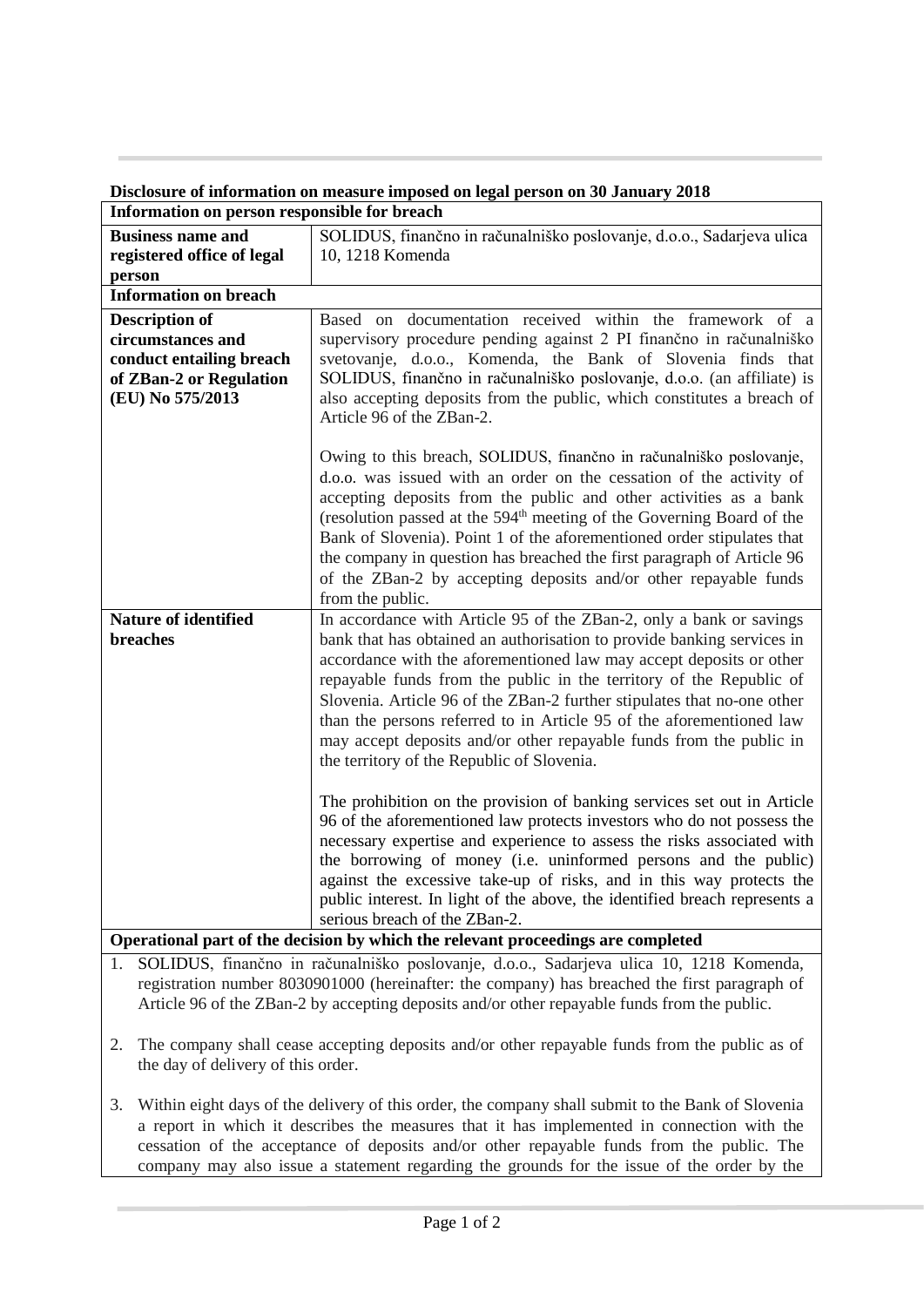**Disclosure of information on measure imposed on legal person on 30 January 2018**

| **Information on person responsible for breach** | |
|---|---|
| **Business name and registered office of legal person** | SOLIDUS, finančno in računalniško poslovanje, d.o.o., Sadarjeva ulica 10, 1218 Komenda |
| **Information on breach** | |
| **Description of circumstances and conduct entailing breach of ZBan-2 or Regulation (EU) No 575/2013** | Based on documentation received within the framework of a supervisory procedure pending against 2 PI finančno in računalniško svetovanje, d.o.o., Komenda, the Bank of Slovenia finds that SOLIDUS, finančno in računalniško poslovanje, d.o.o. (an affiliate) is also accepting deposits from the public, which constitutes a breach of Article 96 of the ZBan-2.<br><br>Owing to this breach, SOLIDUS, finančno in računalniško poslovanje, d.o.o. was issued with an order on the cessation of the activity of accepting deposits from the public and other activities as a bank (resolution passed at the 594th meeting of the Governing Board of the Bank of Slovenia). Point 1 of the aforementioned order stipulates that the company in question has breached the first paragraph of Article 96 of the ZBan-2 by accepting deposits and/or other repayable funds from the public. |
| **Nature of identified breaches** | In accordance with Article 95 of the ZBan-2, only a bank or savings bank that has obtained an authorisation to provide banking services in accordance with the aforementioned law may accept deposits or other repayable funds from the public in the territory of the Republic of Slovenia. Article 96 of the ZBan-2 further stipulates that no-one other than the persons referred to in Article 95 of the aforementioned law may accept deposits and/or other repayable funds from the public in the territory of the Republic of Slovenia.<br><br>The prohibition on the provision of banking services set out in Article 96 of the aforementioned law protects investors who do not possess the necessary expertise and experience to assess the risks associated with the borrowing of money (i.e. uninformed persons and the public) against the excessive take-up of risks, and in this way protects the public interest. In light of the above, the identified breach represents a serious breach of the ZBan-2. |

**Operational part of the decision by which the relevant proceedings are completed**

1. SOLIDUS, finančno in računalniško poslovanje, d.o.o., Sadarjeva ulica 10, 1218 Komenda, registration number 8030901000 (hereinafter: the company) has breached the first paragraph of Article 96 of the ZBan-2 by accepting deposits and/or other repayable funds from the public.

2. The company shall cease accepting deposits and/or other repayable funds from the public as of the day of delivery of this order.

3. Within eight days of the delivery of this order, the company shall submit to the Bank of Slovenia a report in which it describes the measures that it has implemented in connection with the cessation of the acceptance of deposits and/or other repayable funds from the public. The company may also issue a statement regarding the grounds for the issue of the order by the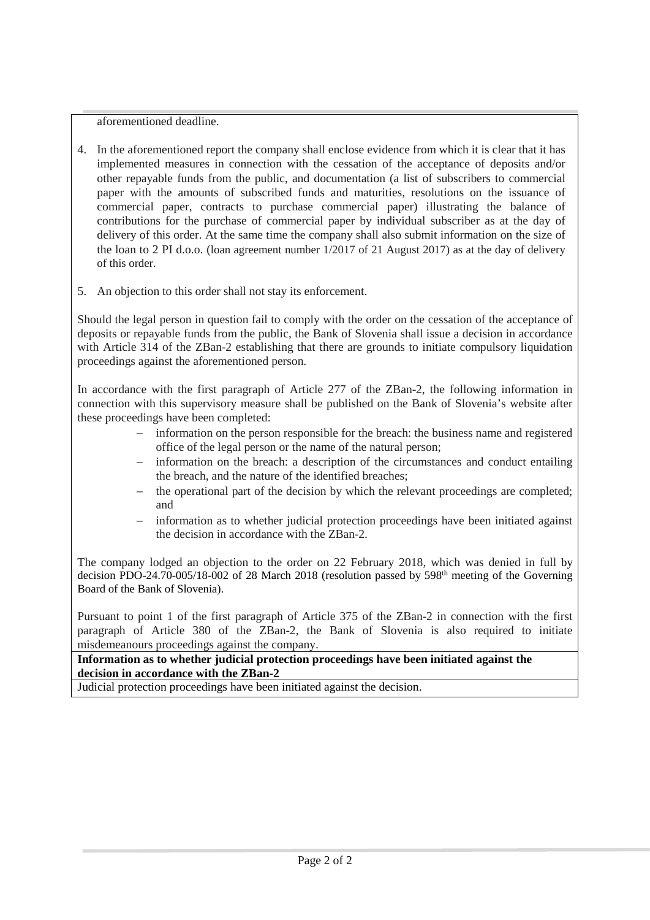aforementioned deadline.

4. In the aforementioned report the company shall enclose evidence from which it is clear that it has implemented measures in connection with the cessation of the acceptance of deposits and/or other repayable funds from the public, and documentation (a list of subscribers to commercial paper with the amounts of subscribed funds and maturities, resolutions on the issuance of commercial paper, contracts to purchase commercial paper) illustrating the balance of contributions for the purchase of commercial paper by individual subscriber as at the day of delivery of this order. At the same time the company shall also submit information on the size of the loan to 2 PI d.o.o. (loan agreement number 1/2017 of 21 August 2017) as at the day of delivery of this order.

5. An objection to this order shall not stay its enforcement.

Should the legal person in question fail to comply with the order on the cessation of the acceptance of deposits or repayable funds from the public, the Bank of Slovenia shall issue a decision in accordance with Article 314 of the ZBan-2 establishing that there are grounds to initiate compulsory liquidation proceedings against the aforementioned person.

In accordance with the first paragraph of Article 277 of the ZBan-2, the following information in connection with this supervisory measure shall be published on the Bank of Slovenia's website after these proceedings have been completed:

- information on the person responsible for the breach: the business name and registered office of the legal person or the name of the natural person;
- information on the breach: a description of the circumstances and conduct entailing the breach, and the nature of the identified breaches;
- the operational part of the decision by which the relevant proceedings are completed; and
- information as to whether judicial protection proceedings have been initiated against the decision in accordance with the ZBan-2.

The company lodged an objection to the order on 22 February 2018, which was denied in full by decision PDO-24.70-005/18-002 of 28 March 2018 (resolution passed by 598th meeting of the Governing Board of the Bank of Slovenia).

Pursuant to point 1 of the first paragraph of Article 375 of the ZBan-2 in connection with the first paragraph of Article 380 of the ZBan-2, the Bank of Slovenia is also required to initiate misdemeanours proceedings against the company.

**Information as to whether judicial protection proceedings have been initiated against the decision in accordance with the ZBan-2**

Judicial protection proceedings have been initiated against the decision.